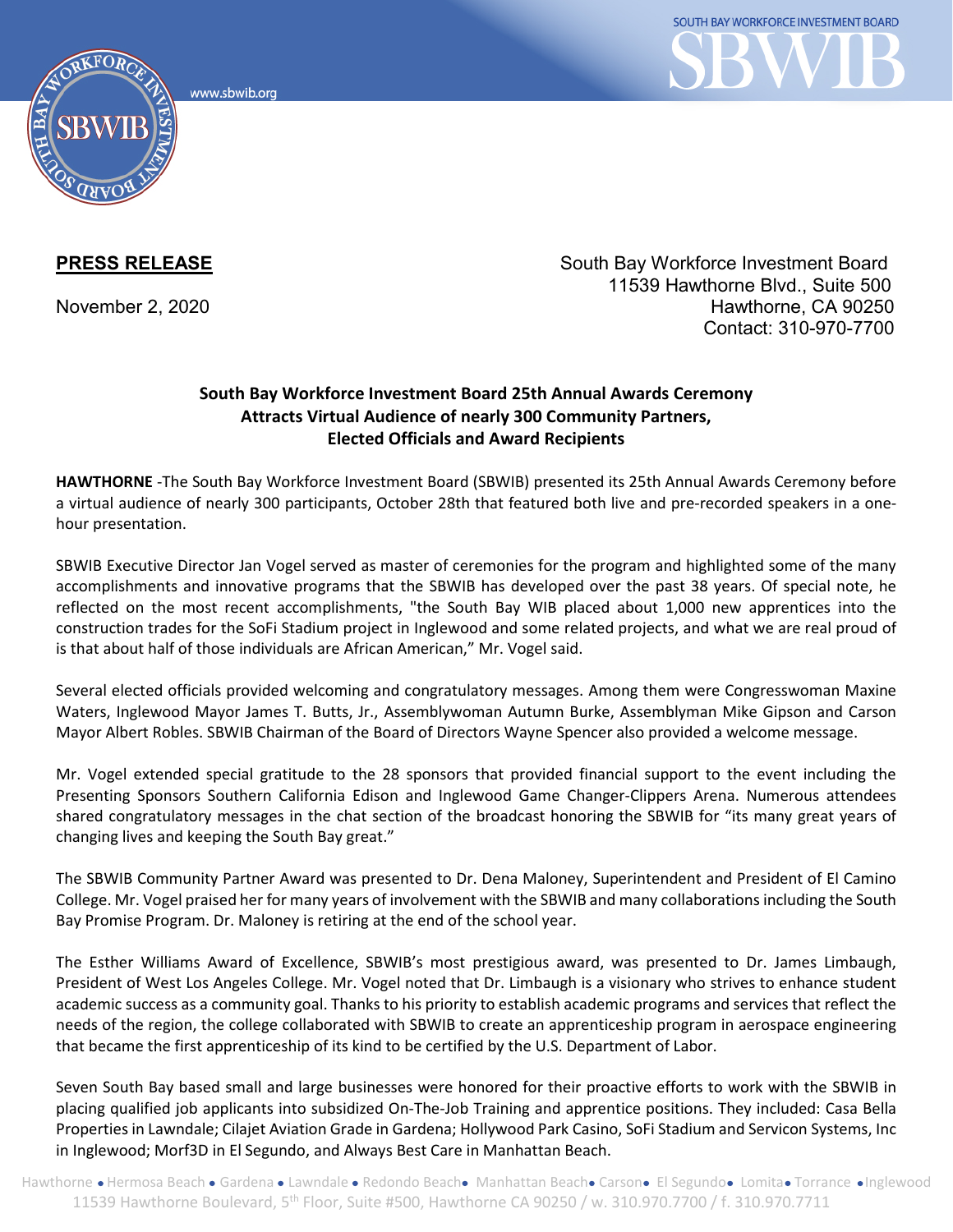**PRESS RELEASE**

November 2, 2020

South Bay Workforce Investment Board
11539 Hawthorne Blvd., Suite 500
Hawthorne, CA 90250
Contact: 310-970-7700

**South Bay Workforce Investment Board 25th Annual Awards Ceremony Attracts Virtual Audience of nearly 300 Community Partners, Elected Officials and Award Recipients**

**HAWTHORNE** -The South Bay Workforce Investment Board (SBWIB) presented its 25th Annual Awards Ceremony before a virtual audience of nearly 300 participants, October 28th that featured both live and pre-recorded speakers in a one-hour presentation.

SBWIB Executive Director Jan Vogel served as master of ceremonies for the program and highlighted some of the many accomplishments and innovative programs that the SBWIB has developed over the past 38 years. Of special note, he reflected on the most recent accomplishments, "the South Bay WIB placed about 1,000 new apprentices into the construction trades for the SoFi Stadium project in Inglewood and some related projects, and what we are real proud of is that about half of those individuals are African American," Mr. Vogel said.

Several elected officials provided welcoming and congratulatory messages. Among them were Congresswoman Maxine Waters, Inglewood Mayor James T. Butts, Jr., Assemblywoman Autumn Burke, Assemblyman Mike Gipson and Carson Mayor Albert Robles. SBWIB Chairman of the Board of Directors Wayne Spencer also provided a welcome message.

Mr. Vogel extended special gratitude to the 28 sponsors that provided financial support to the event including the Presenting Sponsors Southern California Edison and Inglewood Game Changer-Clippers Arena. Numerous attendees shared congratulatory messages in the chat section of the broadcast honoring the SBWIB for "its many great years of changing lives and keeping the South Bay great."

The SBWIB Community Partner Award was presented to Dr. Dena Maloney, Superintendent and President of El Camino College. Mr. Vogel praised her for many years of involvement with the SBWIB and many collaborations including the South Bay Promise Program. Dr. Maloney is retiring at the end of the school year.

The Esther Williams Award of Excellence, SBWIB's most prestigious award, was presented to Dr. James Limbaugh, President of West Los Angeles College. Mr. Vogel noted that Dr. Limbaugh is a visionary who strives to enhance student academic success as a community goal. Thanks to his priority to establish academic programs and services that reflect the needs of the region, the college collaborated with SBWIB to create an apprenticeship program in aerospace engineering that became the first apprenticeship of its kind to be certified by the U.S. Department of Labor.

Seven South Bay based small and large businesses were honored for their proactive efforts to work with the SBWIB in placing qualified job applicants into subsidized On-The-Job Training and apprentice positions. They included: Casa Bella Properties in Lawndale; Cilajet Aviation Grade in Gardena; Hollywood Park Casino, SoFi Stadium and Servicon Systems, Inc in Inglewood; Morf3D in El Segundo, and Always Best Care in Manhattan Beach.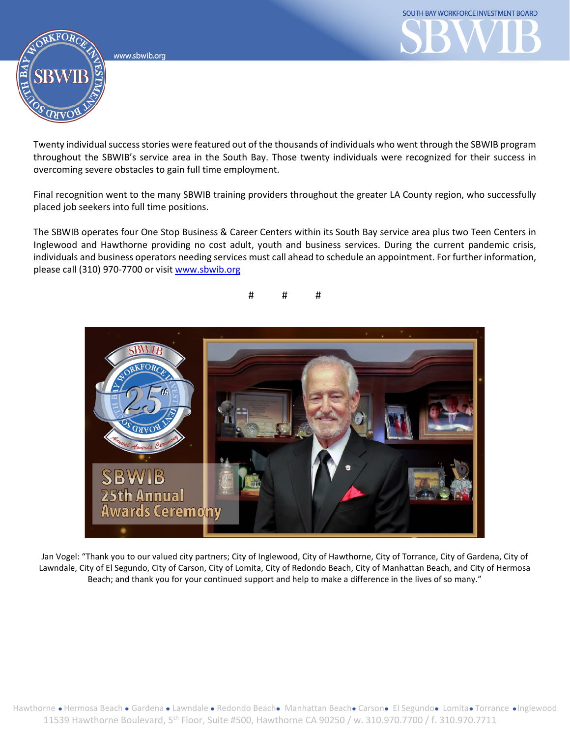Twenty individual success stories were featured out of the thousands of individuals who went through the SBWIB program throughout the SBWIB's service area in the South Bay. Those twenty individuals were recognized for their success in overcoming severe obstacles to gain full time employment.

Final recognition went to the many SBWIB training providers throughout the greater LA County region, who successfully placed job seekers into full time positions.

The SBWIB operates four One Stop Business & Career Centers within its South Bay service area plus two Teen Centers in Inglewood and Hawthorne providing no cost adult, youth and business services. During the current pandemic crisis, individuals and business operators needing services must call ahead to schedule an appointment. For further information, please call (310) 970-7700 or visit www.sbwib.org

# # #

Jan Vogel: "Thank you to our valued city partners; City of Inglewood, City of Hawthorne, City of Torrance, City of Gardena, City of Lawndale, City of El Segundo, City of Carson, City of Lomita, City of Redondo Beach, City of Manhattan Beach, and City of Hermosa Beach; and thank you for your continued support and help to make a difference in the lives of so many."